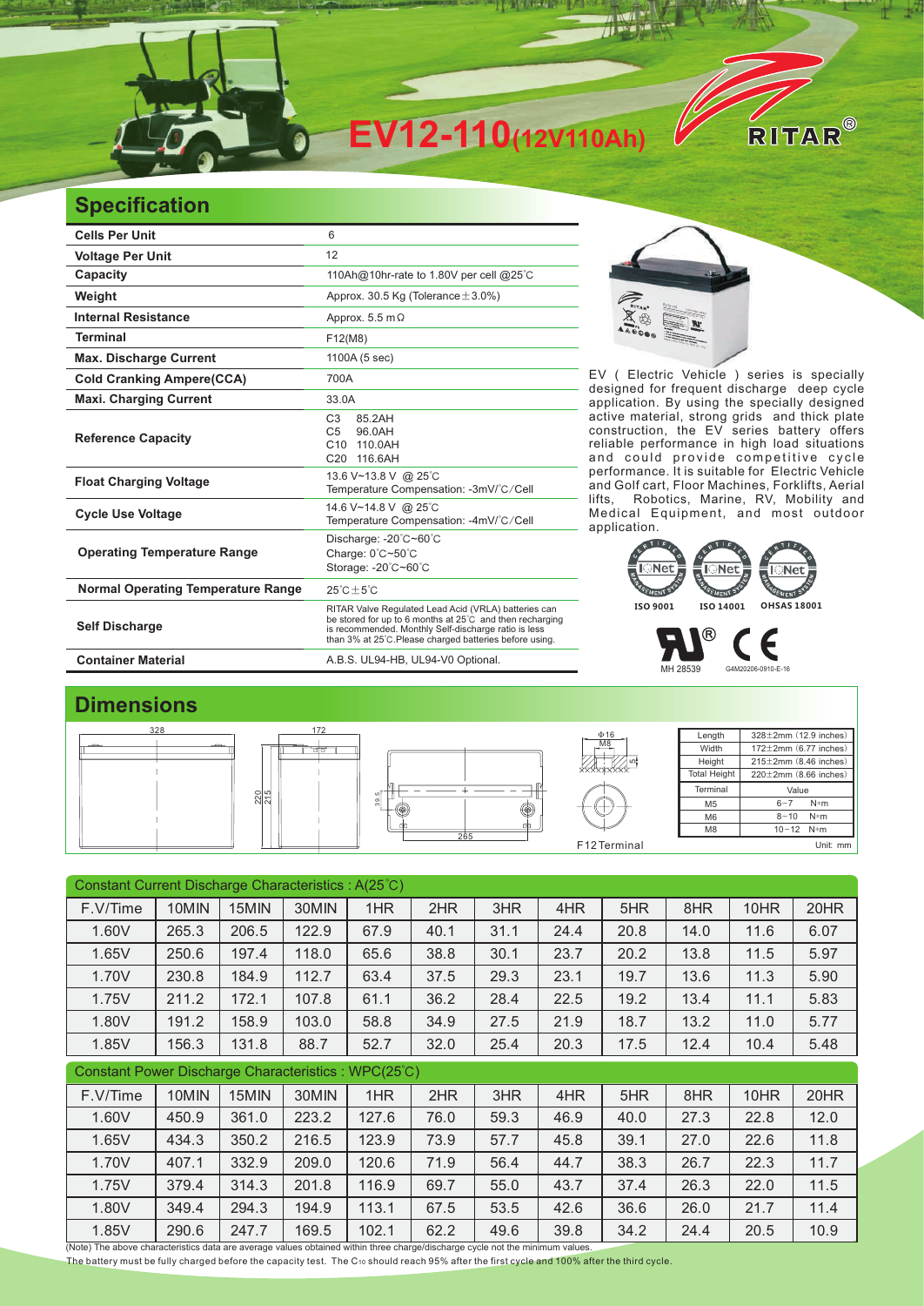# EV12-110(12V110Ah)

RITAR®

## Specification

| | |
|---|---|
| **Cells Per Unit** | 6 |
| **Voltage Per Unit** | 12 |
| **Capacity** | 110Ah@10hr-rate to 1.80V per cell @25℃ |
| **Weight** | Approx. 30.5 Kg (Tolerance±3.0%) |
| **Internal Resistance** | Approx. 5.5 mΩ |
| **Terminal** | F12(M8) |
| **Max. Discharge Current** | 1100A (5 sec) |
| **Cold Cranking Ampere(CCA)** | 700A |
| **Maxi. Charging Current** | 33.0A |
| **Reference Capacity** | C3 85.2AH<br>C5 96.0AH<br>C10 110.0AH<br>C20 116.6AH |
| **Float Charging Voltage** | 13.6 V~13.8 V @ 25℃<br>Temperature Compensation: -3mV/℃/Cell |
| **Cycle Use Voltage** | 14.6 V~14.8 V @ 25℃<br>Temperature Compensation: -4mV/℃/Cell |
| **Operating Temperature Range** | Discharge: -20℃~60℃<br>Charge: 0℃~50℃<br>Storage: -20℃~60℃ |
| **Normal Operating Temperature Range** | 25℃±5℃ |
| **Self Discharge** | RITAR Valve Regulated Lead Acid (VRLA) batteries can be stored for up to 6 months at 25℃ and then recharging is recommended. Monthly Self-discharge ratio is less than 3% at 25℃.Please charged batteries before using. |
| **Container Material** | A.B.S. UL94-HB, UL94-V0 Optional. |

EV ( Electric Vehicle ) series is specially designed for frequent discharge deep cycle application. By using the specially designed active material, strong grids and thick plate construction, the EV series battery offers reliable performance in high load situations and could provide competitive cycle performance. It is suitable for Electric Vehicle and Golf cart, Floor Machines, Forklifts, Aerial lifts, Robotics, Marine, RV, Mobility and Medical Equipment, and most outdoor application.

ISO 9001 ISO 14001 OHSAS 18001

MH 28539 G4M20206-0910-E-16

## Dimensions

328 172 220 215 39.5 265 Φ16 M8 5 F12Terminal

| Length | 328±2mm (12.9 inches) |
|---|---|
| Width | 172±2mm (6.77 inches) |
| Height | 215±2mm (8.46 inches) |
| Total Height | 220±2mm (8.66 inches) |

| Terminal | Value |
|---|---|
| M5 | 6~7 N•m |
| M6 | 8~10 N•m |
| M8 | 10~12 N•m |

Unit: mm

Constant Current Discharge Characteristics : A(25℃)

| F.V/Time | 10MIN | 15MIN | 30MIN | 1HR | 2HR | 3HR | 4HR | 5HR | 8HR | 10HR | 20HR |
|---|---|---|---|---|---|---|---|---|---|---|---|
| 1.60V | 265.3 | 206.5 | 122.9 | 67.9 | 40.1 | 31.1 | 24.4 | 20.8 | 14.0 | 11.6 | 6.07 |
| 1.65V | 250.6 | 197.4 | 118.0 | 65.6 | 38.8 | 30.1 | 23.7 | 20.2 | 13.8 | 11.5 | 5.97 |
| 1.70V | 230.8 | 184.9 | 112.7 | 63.4 | 37.5 | 29.3 | 23.1 | 19.7 | 13.6 | 11.3 | 5.90 |
| 1.75V | 211.2 | 172.1 | 107.8 | 61.1 | 36.2 | 28.4 | 22.5 | 19.2 | 13.4 | 11.1 | 5.83 |
| 1.80V | 191.2 | 158.9 | 103.0 | 58.8 | 34.9 | 27.5 | 21.9 | 18.7 | 13.2 | 11.0 | 5.77 |
| 1.85V | 156.3 | 131.8 | 88.7 | 52.7 | 32.0 | 25.4 | 20.3 | 17.5 | 12.4 | 10.4 | 5.48 |

Constant Power Discharge Characteristics : WPC(25℃)

| F.V/Time | 10MIN | 15MIN | 30MIN | 1HR | 2HR | 3HR | 4HR | 5HR | 8HR | 10HR | 20HR |
|---|---|---|---|---|---|---|---|---|---|---|---|
| 1.60V | 450.9 | 361.0 | 223.2 | 127.6 | 76.0 | 59.3 | 46.9 | 40.0 | 27.3 | 22.8 | 12.0 |
| 1.65V | 434.3 | 350.2 | 216.5 | 123.9 | 73.9 | 57.7 | 45.8 | 39.1 | 27.0 | 22.6 | 11.8 |
| 1.70V | 407.1 | 332.9 | 209.0 | 120.6 | 71.9 | 56.4 | 44.7 | 38.3 | 26.7 | 22.3 | 11.7 |
| 1.75V | 379.4 | 314.3 | 201.8 | 116.9 | 69.7 | 55.0 | 43.7 | 37.4 | 26.3 | 22.0 | 11.5 |
| 1.80V | 349.4 | 294.3 | 194.9 | 113.1 | 67.5 | 53.5 | 42.6 | 36.6 | 26.0 | 21.7 | 11.4 |
| 1.85V | 290.6 | 247.7 | 169.5 | 102.1 | 62.2 | 49.6 | 39.8 | 34.2 | 24.4 | 20.5 | 10.9 |

(Note) The above characteristics data are average values obtained within three charge/discharge cycle not the minimum values.
The battery must be fully charged before the capacity test. The $C_{10}$ should reach 95% after the first cycle and 100% after the third cycle.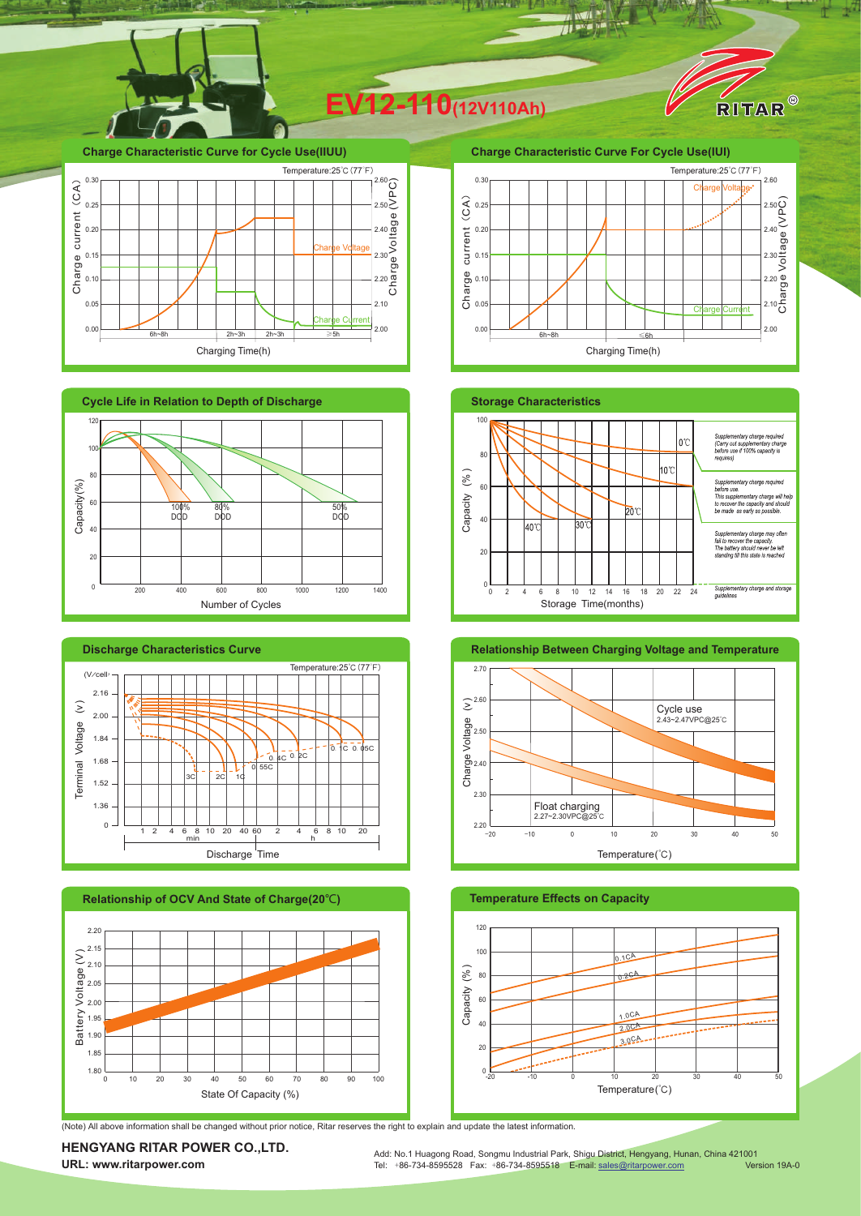# EV12-110(12V110Ah)

RITAR®

## Charge Characteristic Curve for Cycle Use(IIUU)

Temperature:25℃ (77℉)

Charge current (CA)

0.30
0.25
0.20
0.15
0.10
0.05
0.00

Charge Voltage (VPC)

2.60
2.50
2.40
2.30
2.20
2.10
2.00

Charge Voltage

Charge Current

6h~8h
2h~3h
2h~3h
≥5h

Charging Time(h)

## Charge Characteristic Curve For Cycle Use(IUI)

Temperature:25℃ (77℉)

Charge current (CA)

0.30
0.25
0.20
0.15
0.10
0.05
0.00

Charge Voltage (VPC)

2.60
2.50
2.40
2.30
2.20
2.10
2.00

Charge Voltage

Charge Current

6h~8h
≤6h

Charging Time(h)

## Cycle Life in Relation to Depth of Discharge

Capacity(%)

120
100
80
60
40
20
0

100% DOD
80% DOD
50% DOD

200
400
600
800
1000
1200
1400

Number of Cycles

## Storage Characteristics

Capacity (%)

100
80
60
40
20
0

0℃
10℃
20℃
30℃
40℃

0
2
4
6
8
10
12
14
16
18
20
22
24

Storage Time(months)

*Supplementary charge required (Carry out supplementary charge before use if 100% capacity is requires)*

*Supplementary charge required before use. This supplementary charge will help to recover the capacity and should be made as early as possible.*

*Supplementary charge may often fail to recover the capacity. The battery should never be left standing till this state is reached*

*Supplementary charge and storage guidelines*

## Discharge Characteristics Curve

Temperature:25℃ (77℉)

Terminal Voltage (v)

(V/cell)

2.16
2.00
1.84
1.68
1.52
1.36
0

3C
2C
1C
0.55C
0.4C
0.2C
0.1C
0.05C

1
2
4
6
8
10
20
40
60
min
2
4
6
8
10
20
h

Discharge Time

## Relationship Between Charging Voltage and Temperature

Charge Voltage (v)

2.70
2.60
2.50
2.40
2.30
2.20

Cycle use
2.43~2.47VPC@25℃

Float charging
2.27~2.30VPC@25℃

−20
−10
0
10
20
30
40
50

Temperature(℃)

## Relationship of OCV And State of Charge(20℃)

Battery Voltage (V)

2.20
2.15
2.10
2.05
2.00
1.95
1.90
1.85
1.80

0
10
20
30
40
50
60
70
80
90
100

State Of Capacity (%)

## Temperature Effects on Capacity

Capacity (%)

120
100
80
60
40
20
0

0.1CA
0.2CA
1.0CA
2.0CA
3.0CA

-20
-10
0
10
20
30
40
50

Temperature(℃)

(Note) All above information shall be changed without prior notice, Ritar reserves the right to explain and update the latest information.

**HENGYANG RITAR POWER CO.,LTD.**

**URL: www.ritarpower.com**

Add: No.1 Huagong Road, Songmu Industrial Park, Shigu District, Hengyang, Hunan, China 421001

Tel: +86-734-8595528 Fax: +86-734-8595518 E-mail: sales@ritarpower.com

Version 19A-0